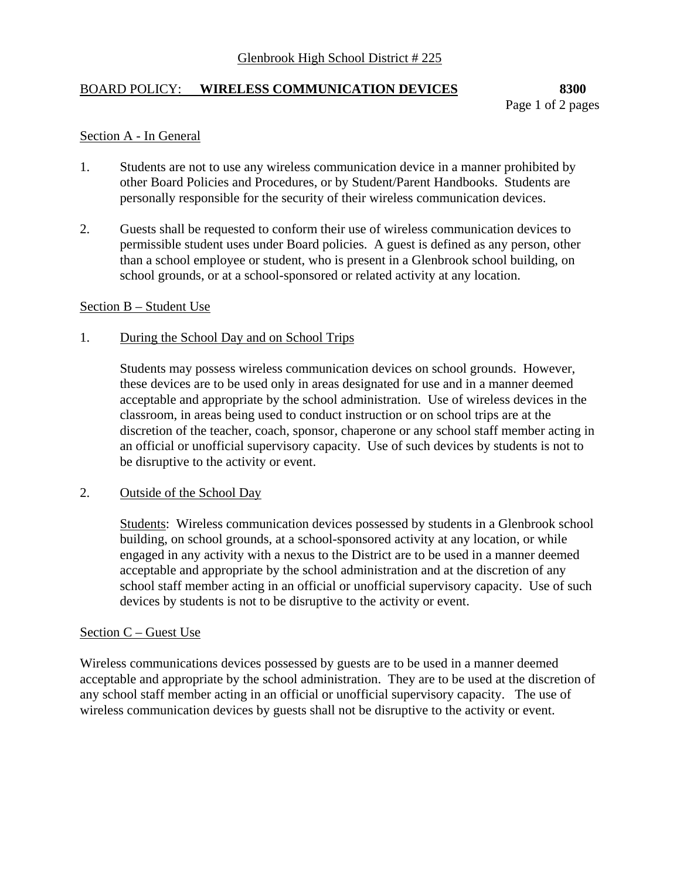Glenbrook High School District # 225

## BOARD POLICY: **WIRELESS COMMUNICATION DEVICES** **8300**

### Section A - In General

1. Students are not to use any wireless communication device in a manner prohibited by other Board Policies and Procedures, or by Student/Parent Handbooks. Students are personally responsible for the security of their wireless communication devices.

2. Guests shall be requested to conform their use of wireless communication devices to permissible student uses under Board policies. A guest is defined as any person, other than a school employee or student, who is present in a Glenbrook school building, on school grounds, or at a school-sponsored or related activity at any location.

### Section B – Student Use

1. During the School Day and on School Trips

   Students may possess wireless communication devices on school grounds. However, these devices are to be used only in areas designated for use and in a manner deemed acceptable and appropriate by the school administration. Use of wireless devices in the classroom, in areas being used to conduct instruction or on school trips are at the discretion of the teacher, coach, sponsor, chaperone or any school staff member acting in an official or unofficial supervisory capacity. Use of such devices by students is not to be disruptive to the activity or event.

2. Outside of the School Day

   Students: Wireless communication devices possessed by students in a Glenbrook school building, on school grounds, at a school-sponsored activity at any location, or while engaged in any activity with a nexus to the District are to be used in a manner deemed acceptable and appropriate by the school administration and at the discretion of any school staff member acting in an official or unofficial supervisory capacity. Use of such devices by students is not to be disruptive to the activity or event.

### Section C – Guest Use

Wireless communications devices possessed by guests are to be used in a manner deemed acceptable and appropriate by the school administration. They are to be used at the discretion of any school staff member acting in an official or unofficial supervisory capacity. The use of wireless communication devices by guests shall not be disruptive to the activity or event.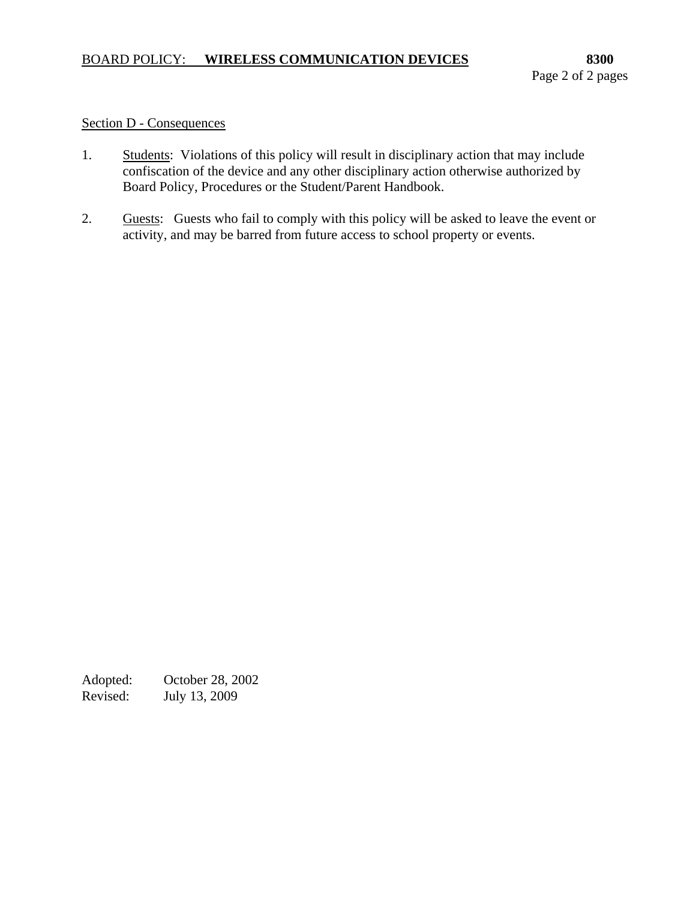## Section D - Consequences

1. Students: Violations of this policy will result in disciplinary action that may include confiscation of the device and any other disciplinary action otherwise authorized by Board Policy, Procedures or the Student/Parent Handbook.

2. Guests: Guests who fail to comply with this policy will be asked to leave the event or activity, and may be barred from future access to school property or events.

Adopted: October 28, 2002
Revised: July 13, 2009